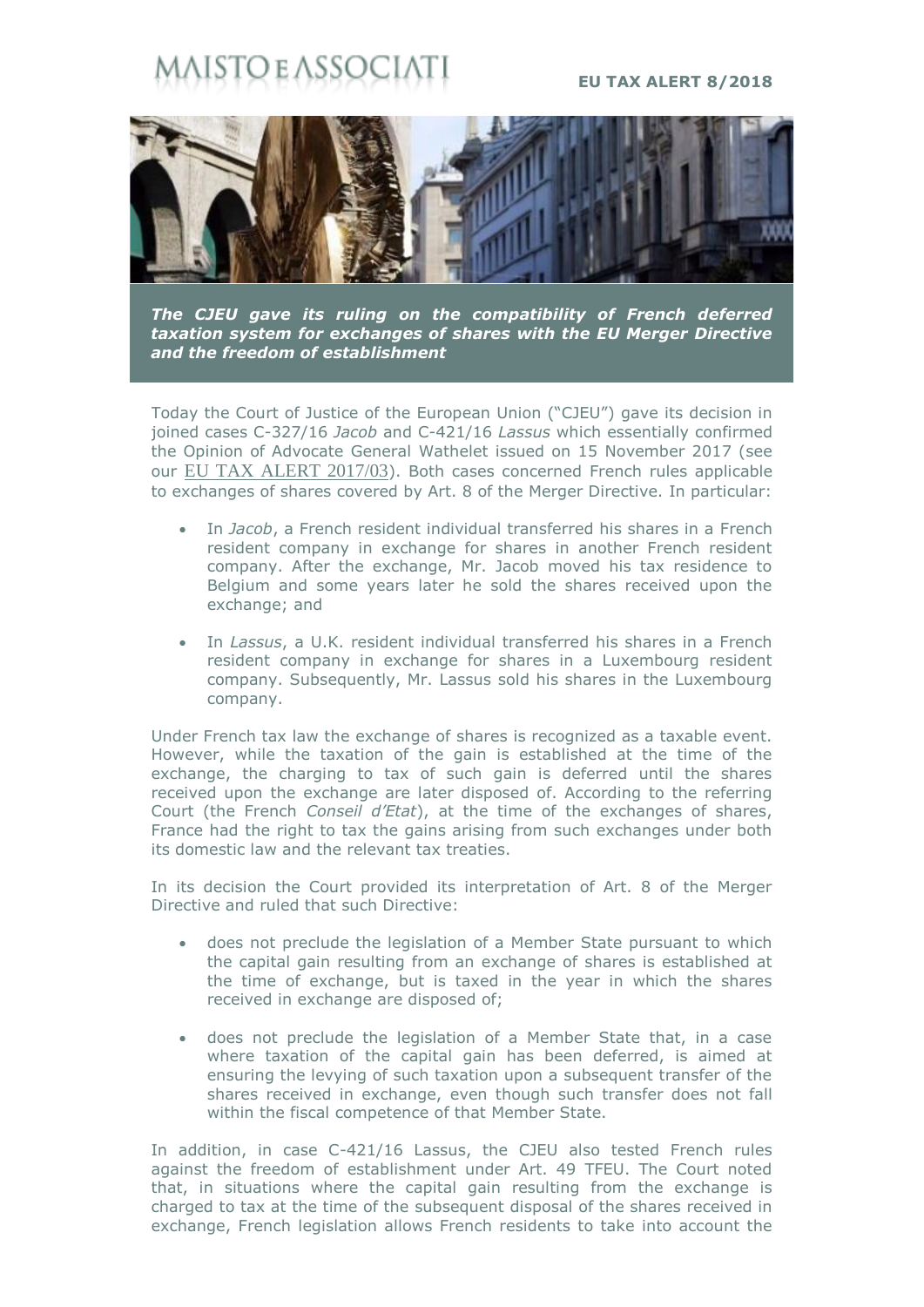MAISTO E ASSOCIATI

**EU TAX ALERT 8/2018**

***The CJEU gave its ruling on the compatibility of French deferred taxation system for exchanges of shares with the EU Merger Directive and the freedom of establishment***

Today the Court of Justice of the European Union ("CJEU") gave its decision in joined cases C-327/16 *Jacob* and C-421/16 *Lassus* which essentially confirmed the Opinion of Advocate General Wathelet issued on 15 November 2017 (see our EU TAX ALERT 2017/03). Both cases concerned French rules applicable to exchanges of shares covered by Art. 8 of the Merger Directive. In particular:

- In *Jacob*, a French resident individual transferred his shares in a French resident company in exchange for shares in another French resident company. After the exchange, Mr. Jacob moved his tax residence to Belgium and some years later he sold the shares received upon the exchange; and
- In *Lassus*, a U.K. resident individual transferred his shares in a French resident company in exchange for shares in a Luxembourg resident company. Subsequently, Mr. Lassus sold his shares in the Luxembourg company.

Under French tax law the exchange of shares is recognized as a taxable event. However, while the taxation of the gain is established at the time of the exchange, the charging to tax of such gain is deferred until the shares received upon the exchange are later disposed of. According to the referring Court (the French *Conseil d'Etat*), at the time of the exchanges of shares, France had the right to tax the gains arising from such exchanges under both its domestic law and the relevant tax treaties.

In its decision the Court provided its interpretation of Art. 8 of the Merger Directive and ruled that such Directive:

- does not preclude the legislation of a Member State pursuant to which the capital gain resulting from an exchange of shares is established at the time of exchange, but is taxed in the year in which the shares received in exchange are disposed of;
- does not preclude the legislation of a Member State that, in a case where taxation of the capital gain has been deferred, is aimed at ensuring the levying of such taxation upon a subsequent transfer of the shares received in exchange, even though such transfer does not fall within the fiscal competence of that Member State.

In addition, in case C-421/16 Lassus, the CJEU also tested French rules against the freedom of establishment under Art. 49 TFEU. The Court noted that, in situations where the capital gain resulting from the exchange is charged to tax at the time of the subsequent disposal of the shares received in exchange, French legislation allows French residents to take into account the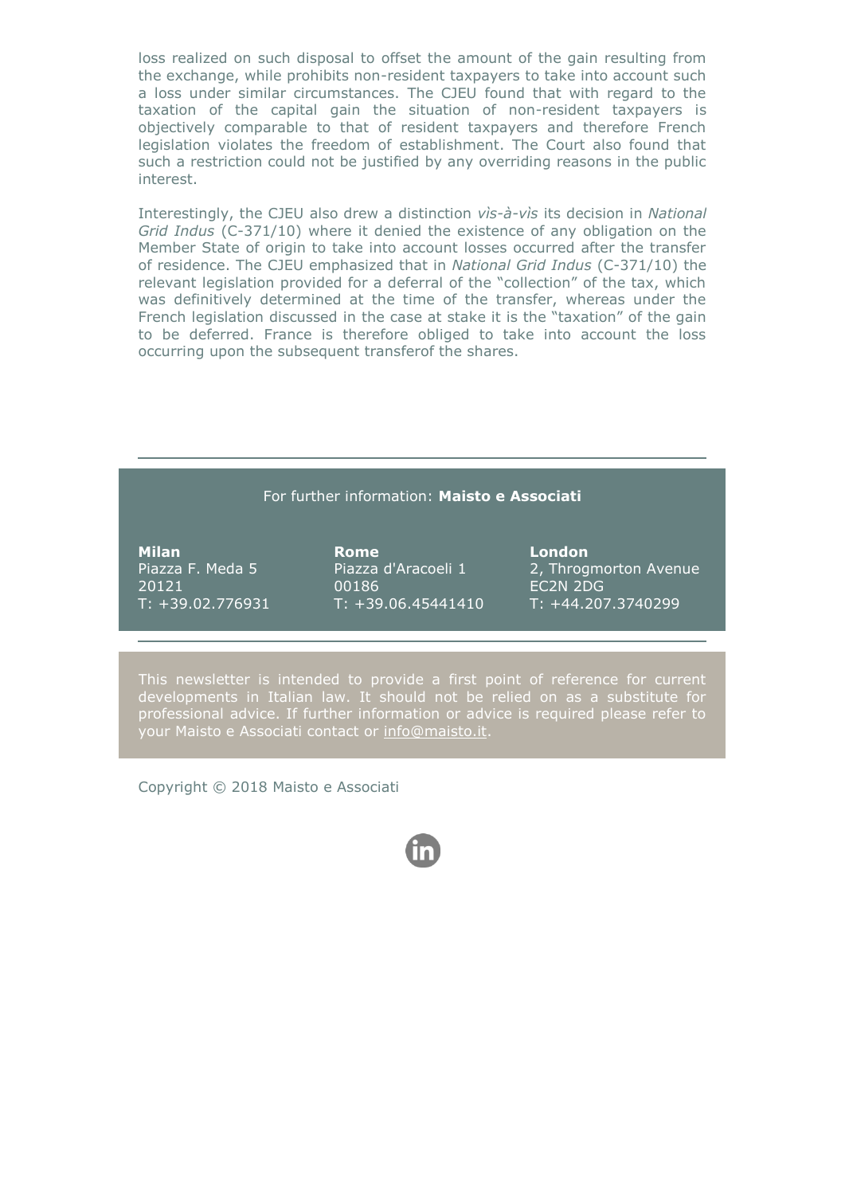loss realized on such disposal to offset the amount of the gain resulting from the exchange, while prohibits non-resident taxpayers to take into account such a loss under similar circumstances. The CJEU found that with regard to the taxation of the capital gain the situation of non-resident taxpayers is objectively comparable to that of resident taxpayers and therefore French legislation violates the freedom of establishment. The Court also found that such a restriction could not be justified by any overriding reasons in the public interest.

Interestingly, the CJEU also drew a distinction *vìs-à-vìs* its decision in *National Grid Indus* (C-371/10) where it denied the existence of any obligation on the Member State of origin to take into account losses occurred after the transfer of residence. The CJEU emphasized that in *National Grid Indus* (C-371/10) the relevant legislation provided for a deferral of the "collection" of the tax, which was definitively determined at the time of the transfer, whereas under the French legislation discussed in the case at stake it is the "taxation" of the gain to be deferred. France is therefore obliged to take into account the loss occurring upon the subsequent transferof the shares.

---

For further information: **Maisto e Associati**

**Milan**
Piazza F. Meda 5
20121
T: +39.02.776931

**Rome**
Piazza d'Aracoeli 1
00186
T: +39.06.45441410

**London**
2, Throgmorton Avenue
EC2N 2DG
T: +44.207.3740299

---

This newsletter is intended to provide a first point of reference for current developments in Italian law. It should not be relied on as a substitute for professional advice. If further information or advice is required please refer to your Maisto e Associati contact or info@maisto.it.

Copyright © 2018 Maisto e Associati